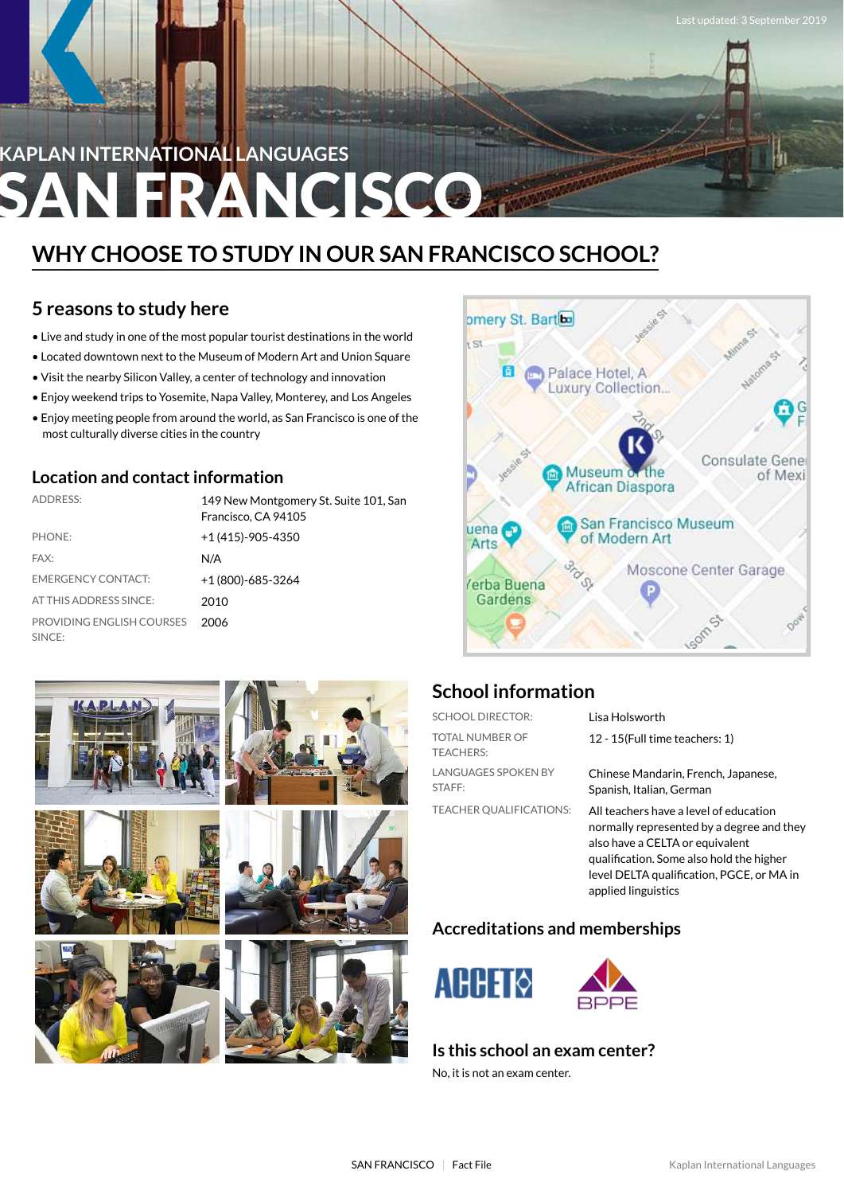Last updated: 3 September 2019

KAPLAN INTERNATIONAL LANGUAGES

# SAN FRANCISCO

## WHY CHOOSE TO STUDY IN OUR SAN FRANCISCO SCHOOL?

### 5 reasons to study here

- Live and study in one of the most popular tourist destinations in the world
- Located downtown next to the Museum of Modern Art and Union Square
- Visit the nearby Silicon Valley, a center of technology and innovation
- Enjoy weekend trips to Yosemite, Napa Valley, Monterey, and Los Angeles
- Enjoy meeting people from around the world, as San Francisco is one of the most culturally diverse cities in the country

### Location and contact information

| | |
|---|---|
| ADDRESS: | 149 New Montgomery St. Suite 101, San Francisco, CA 94105 |
| PHONE: | +1 (415)-905-4350 |
| FAX: | N/A |
| EMERGENCY CONTACT: | +1 (800)-685-3264 |
| AT THIS ADDRESS SINCE: | 2010 |
| PROVIDING ENGLISH COURSES SINCE: | 2006 |

### School information

| | |
|---|---|
| SCHOOL DIRECTOR: | Lisa Holsworth |
| TOTAL NUMBER OF TEACHERS: | 12 - 15(Full time teachers: 1) |
| LANGUAGES SPOKEN BY STAFF: | Chinese Mandarin, French, Japanese, Spanish, Italian, German |
| TEACHER QUALIFICATIONS: | All teachers have a level of education normally represented by a degree and they also have a CELTA or equivalent qualification. Some also hold the higher level DELTA qualification, PGCE, or MA in applied linguistics |

### Accreditations and memberships

ACCET BPPE

### Is this school an exam center?

No, it is not an exam center.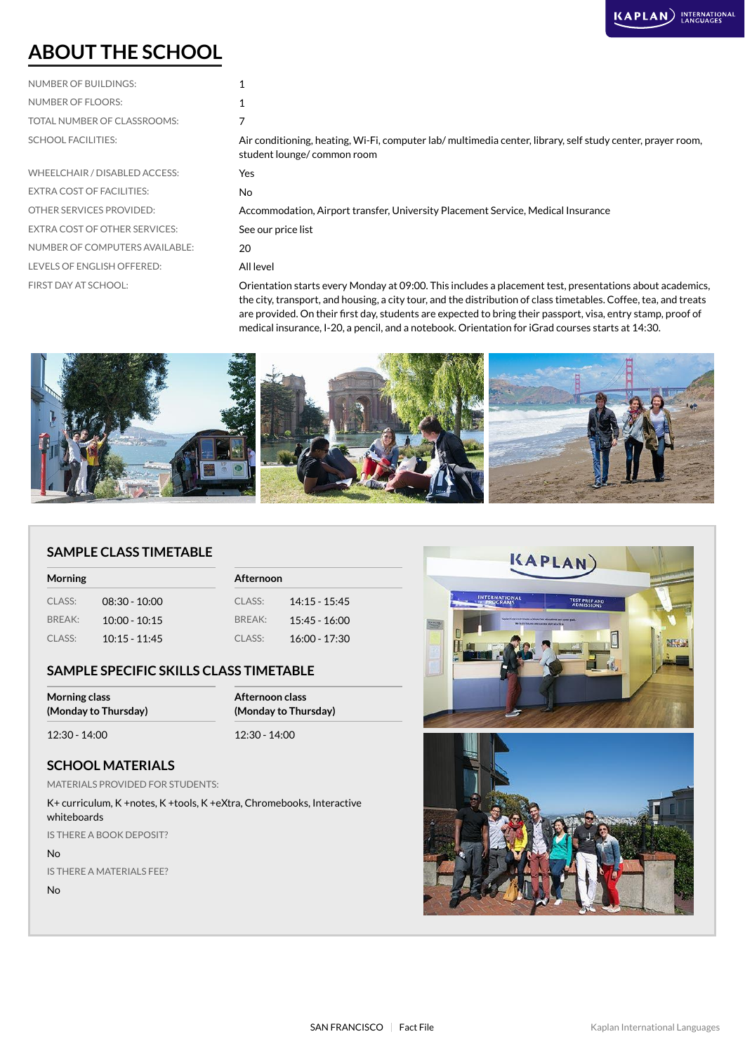# ABOUT THE SCHOOL

| | |
|---|---|
| NUMBER OF BUILDINGS: | 1 |
| NUMBER OF FLOORS: | 1 |
| TOTAL NUMBER OF CLASSROOMS: | 7 |
| SCHOOL FACILITIES: | Air conditioning, heating, Wi-Fi, computer lab/ multimedia center, library, self study center, prayer room, student lounge/ common room |
| WHEELCHAIR / DISABLED ACCESS: | Yes |
| EXTRA COST OF FACILITIES: | No |
| OTHER SERVICES PROVIDED: | Accommodation, Airport transfer, University Placement Service, Medical Insurance |
| EXTRA COST OF OTHER SERVICES: | See our price list |
| NUMBER OF COMPUTERS AVAILABLE: | 20 |
| LEVELS OF ENGLISH OFFERED: | All level |
| FIRST DAY AT SCHOOL: | Orientation starts every Monday at 09:00. This includes a placement test, presentations about academics, the city, transport, and housing, a city tour, and the distribution of class timetables. Coffee, tea, and treats are provided. On their first day, students are expected to bring their passport, visa, entry stamp, proof of medical insurance, I-20, a pencil, and a notebook. Orientation for iGrad courses starts at 14:30. |

## SAMPLE CLASS TIMETABLE

| Morning | | Afternoon | |
|---|---|---|---|
| CLASS: | 08:30 - 10:00 | CLASS: | 14:15 - 15:45 |
| BREAK: | 10:00 - 10:15 | BREAK: | 15:45 - 16:00 |
| CLASS: | 10:15 - 11:45 | CLASS: | 16:00 - 17:30 |

## SAMPLE SPECIFIC SKILLS CLASS TIMETABLE

| Morning class (Monday to Thursday) | Afternoon class (Monday to Thursday) |
|---|---|
| 12:30 - 14:00 | 12:30 - 14:00 |

## SCHOOL MATERIALS

MATERIALS PROVIDED FOR STUDENTS:

K+ curriculum, K +notes, K +tools, K +eXtra, Chromebooks, Interactive whiteboards

IS THERE A BOOK DEPOSIT?

No

IS THERE A MATERIALS FEE?

No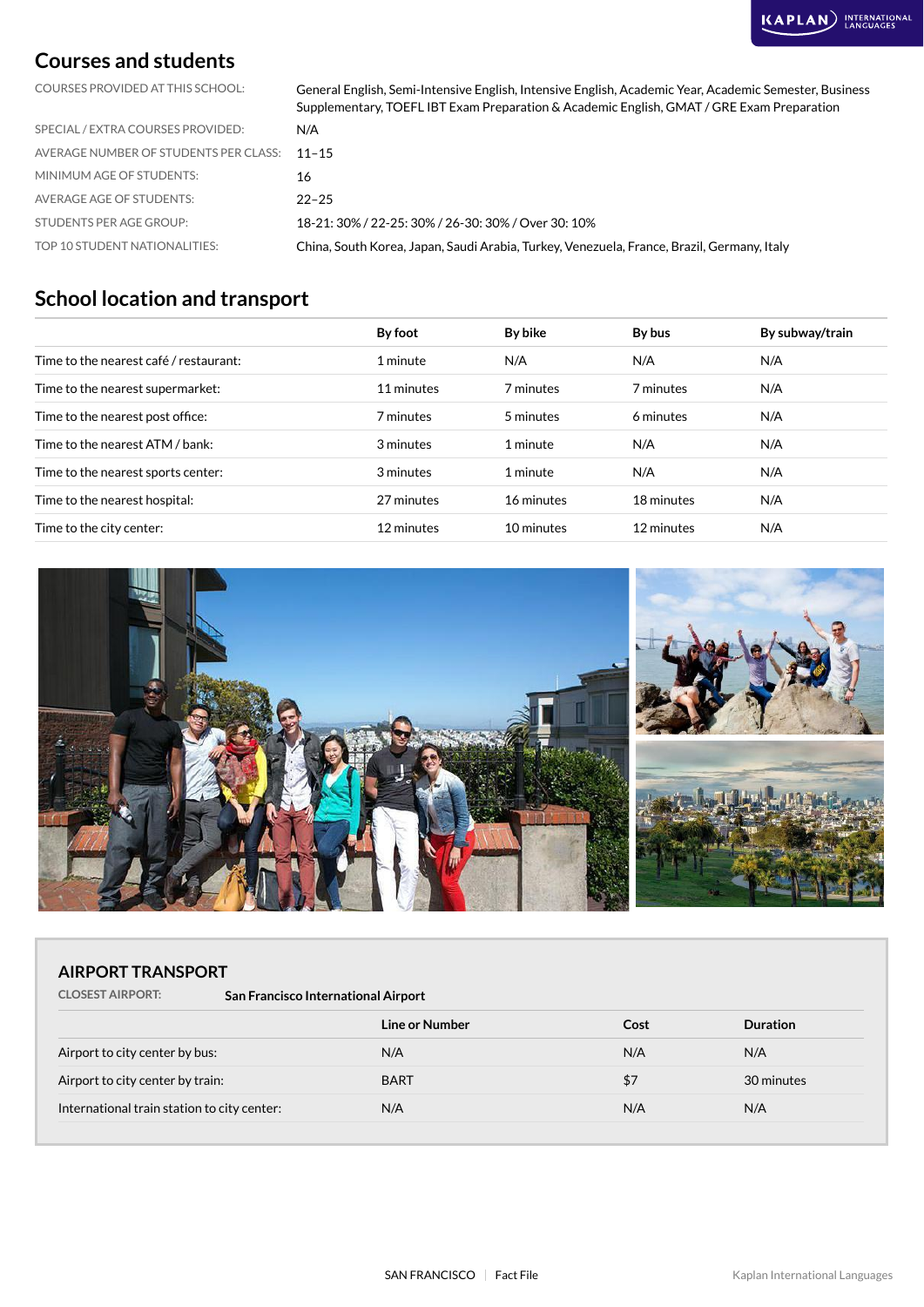## Courses and students

| | |
|---|---|
| COURSES PROVIDED AT THIS SCHOOL: | General English, Semi-Intensive English, Intensive English, Academic Year, Academic Semester, Business Supplementary, TOEFL IBT Exam Preparation & Academic English, GMAT / GRE Exam Preparation |
| SPECIAL / EXTRA COURSES PROVIDED: | N/A |
| AVERAGE NUMBER OF STUDENTS PER CLASS: | 11–15 |
| MINIMUM AGE OF STUDENTS: | 16 |
| AVERAGE AGE OF STUDENTS: | 22–25 |
| STUDENTS PER AGE GROUP: | 18-21: 30% / 22-25: 30% / 26-30: 30% / Over 30: 10% |
| TOP 10 STUDENT NATIONALITIES: | China, South Korea, Japan, Saudi Arabia, Turkey, Venezuela, France, Brazil, Germany, Italy |

## School location and transport

| | By foot | By bike | By bus | By subway/train |
|---|---|---|---|---|
| Time to the nearest café / restaurant: | 1 minute | N/A | N/A | N/A |
| Time to the nearest supermarket: | 11 minutes | 7 minutes | 7 minutes | N/A |
| Time to the nearest post office: | 7 minutes | 5 minutes | 6 minutes | N/A |
| Time to the nearest ATM / bank: | 3 minutes | 1 minute | N/A | N/A |
| Time to the nearest sports center: | 3 minutes | 1 minute | N/A | N/A |
| Time to the nearest hospital: | 27 minutes | 16 minutes | 18 minutes | N/A |
| Time to the city center: | 12 minutes | 10 minutes | 12 minutes | N/A |

### AIRPORT TRANSPORT

**CLOSEST AIRPORT:** San Francisco International Airport

| | Line or Number | Cost | Duration |
|---|---|---|---|
| Airport to city center by bus: | N/A | N/A | N/A |
| Airport to city center by train: | BART | $7 | 30 minutes |
| International train station to city center: | N/A | N/A | N/A |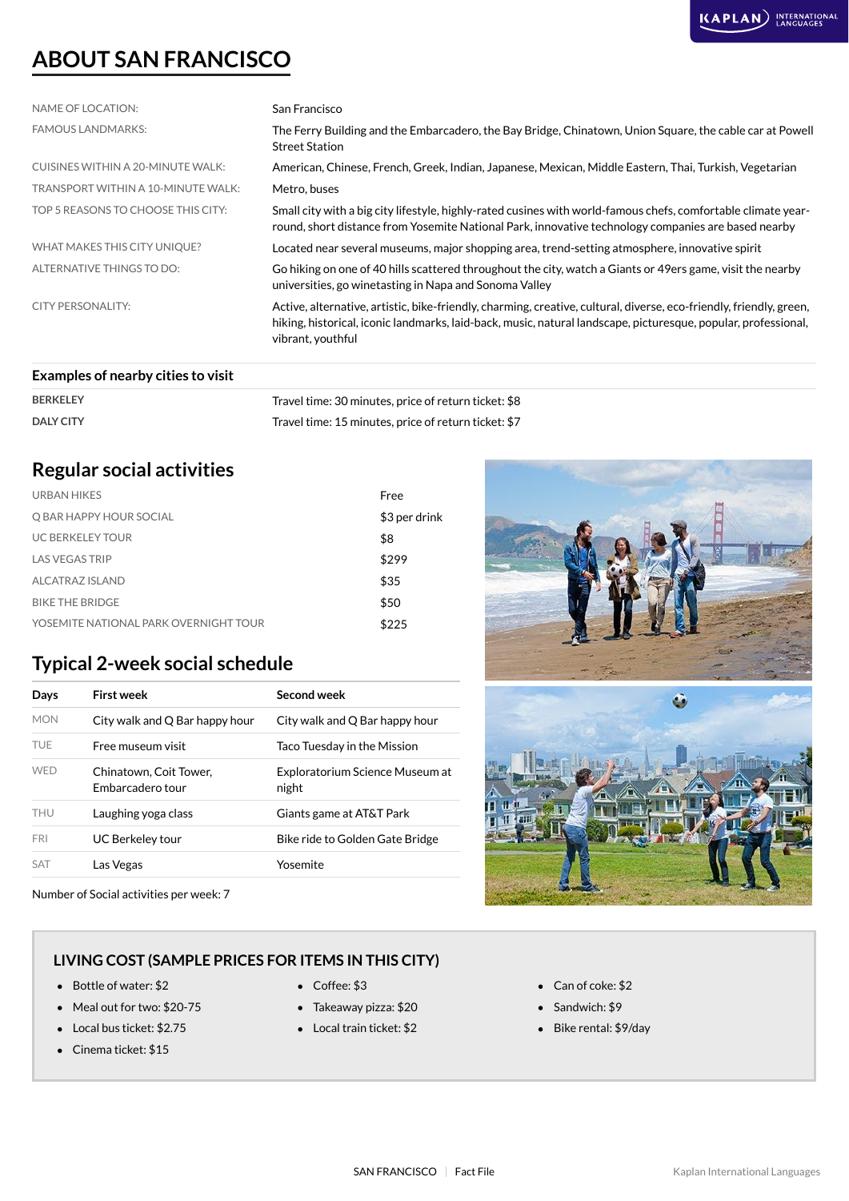# ABOUT SAN FRANCISCO

| | |
|---|---|
| NAME OF LOCATION: | San Francisco |
| FAMOUS LANDMARKS: | The Ferry Building and the Embarcadero, the Bay Bridge, Chinatown, Union Square, the cable car at Powell Street Station |
| CUISINES WITHIN A 20-MINUTE WALK: | American, Chinese, French, Greek, Indian, Japanese, Mexican, Middle Eastern, Thai, Turkish, Vegetarian |
| TRANSPORT WITHIN A 10-MINUTE WALK: | Metro, buses |
| TOP 5 REASONS TO CHOOSE THIS CITY: | Small city with a big city lifestyle, highly-rated cusines with world-famous chefs, comfortable climate year-round, short distance from Yosemite National Park, innovative technology companies are based nearby |
| WHAT MAKES THIS CITY UNIQUE? | Located near several museums, major shopping area, trend-setting atmosphere, innovative spirit |
| ALTERNATIVE THINGS TO DO: | Go hiking on one of 40 hills scattered throughout the city, watch a Giants or 49ers game, visit the nearby universities, go winetasting in Napa and Sonoma Valley |
| CITY PERSONALITY: | Active, alternative, artistic, bike-friendly, charming, creative, cultural, diverse, eco-friendly, friendly, green, hiking, historical, iconic landmarks, laid-back, music, natural landscape, picturesque, popular, professional, vibrant, youthful |

## Examples of nearby cities to visit

| | |
|---|---|
| **BERKELEY** | Travel time: 30 minutes, price of return ticket: $8 |
| **DALY CITY** | Travel time: 15 minutes, price of return ticket: $7 |

## Regular social activities

| | |
|---|---|
| URBAN HIKES | Free |
| Q BAR HAPPY HOUR SOCIAL | $3 per drink |
| UC BERKELEY TOUR | $8 |
| LAS VEGAS TRIP | $299 |
| ALCATRAZ ISLAND | $35 |
| BIKE THE BRIDGE | $50 |
| YOSEMITE NATIONAL PARK OVERNIGHT TOUR | $225 |

## Typical 2-week social schedule

| Days | First week | Second week |
|---|---|---|
| MON | City walk and Q Bar happy hour | City walk and Q Bar happy hour |
| TUE | Free museum visit | Taco Tuesday in the Mission |
| WED | Chinatown, Coit Tower, Embarcadero tour | Exploratorium Science Museum at night |
| THU | Laughing yoga class | Giants game at AT&T Park |
| FRI | UC Berkeley tour | Bike ride to Golden Gate Bridge |
| SAT | Las Vegas | Yosemite |

Number of Social activities per week: 7

## LIVING COST (SAMPLE PRICES FOR ITEMS IN THIS CITY)

- Bottle of water: $2
- Meal out for two: $20-75
- Local bus ticket: $2.75
- Cinema ticket: $15
- Coffee: $3
- Takeaway pizza: $20
- Local train ticket: $2
- Can of coke: $2
- Sandwich: $9
- Bike rental: $9/day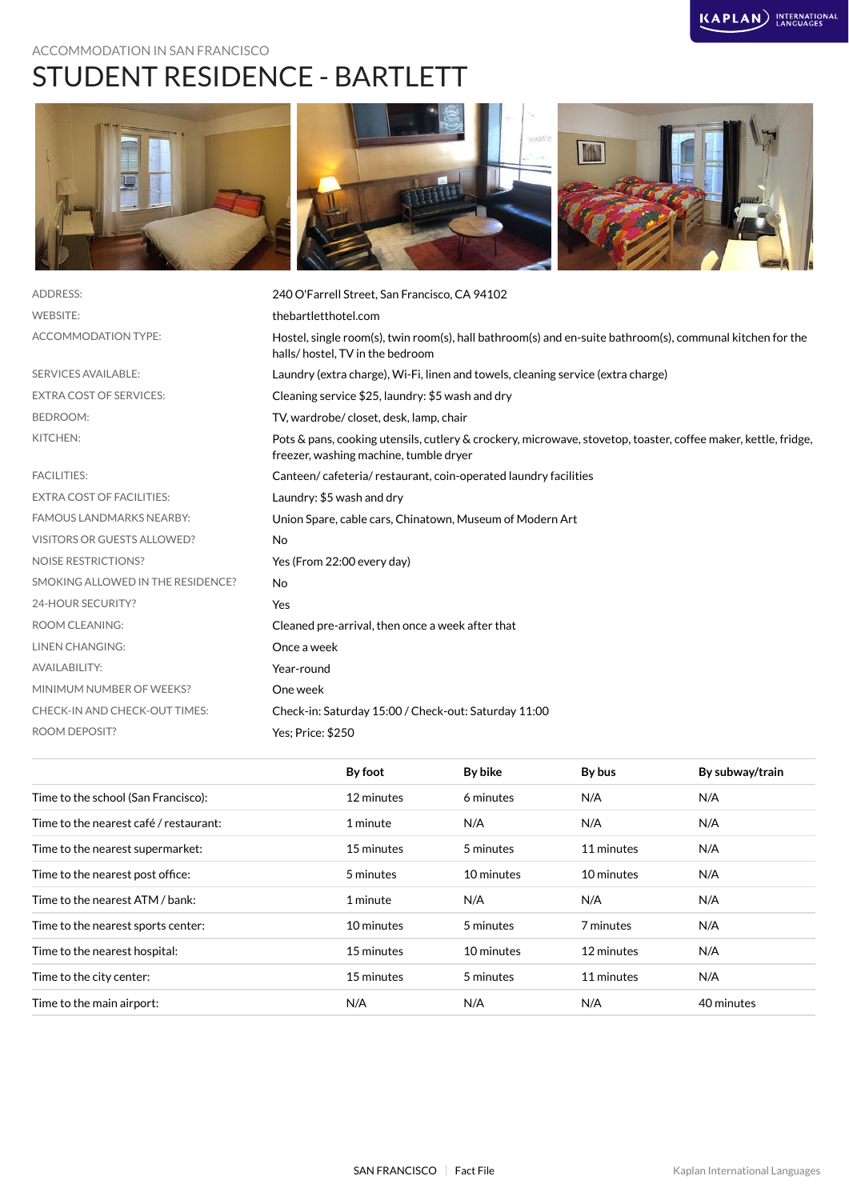ACCOMMODATION IN SAN FRANCISCO

# STUDENT RESIDENCE - BARTLETT

| | |
|---|---|
| ADDRESS: | 240 O'Farrell Street, San Francisco, CA 94102 |
| WEBSITE: | thebartletthotel.com |
| ACCOMMODATION TYPE: | Hostel, single room(s), twin room(s), hall bathroom(s) and en-suite bathroom(s), communal kitchen for the halls/ hostel, TV in the bedroom |
| SERVICES AVAILABLE: | Laundry (extra charge), Wi-Fi, linen and towels, cleaning service (extra charge) |
| EXTRA COST OF SERVICES: | Cleaning service $25, laundry: $5 wash and dry |
| BEDROOM: | TV, wardrobe/ closet, desk, lamp, chair |
| KITCHEN: | Pots & pans, cooking utensils, cutlery & crockery, microwave, stovetop, toaster, coffee maker, kettle, fridge, freezer, washing machine, tumble dryer |
| FACILITIES: | Canteen/ cafeteria/ restaurant, coin-operated laundry facilities |
| EXTRA COST OF FACILITIES: | Laundry: $5 wash and dry |
| FAMOUS LANDMARKS NEARBY: | Union Spare, cable cars, Chinatown, Museum of Modern Art |
| VISITORS OR GUESTS ALLOWED? | No |
| NOISE RESTRICTIONS? | Yes (From 22:00 every day) |
| SMOKING ALLOWED IN THE RESIDENCE? | No |
| 24-HOUR SECURITY? | Yes |
| ROOM CLEANING: | Cleaned pre-arrival, then once a week after that |
| LINEN CHANGING: | Once a week |
| AVAILABILITY: | Year-round |
| MINIMUM NUMBER OF WEEKS? | One week |
| CHECK-IN AND CHECK-OUT TIMES: | Check-in: Saturday 15:00 / Check-out: Saturday 11:00 |
| ROOM DEPOSIT? | Yes; Price: $250 |

| | By foot | By bike | By bus | By subway/train |
|---|---|---|---|---|
| Time to the school (San Francisco): | 12 minutes | 6 minutes | N/A | N/A |
| Time to the nearest café / restaurant: | 1 minute | N/A | N/A | N/A |
| Time to the nearest supermarket: | 15 minutes | 5 minutes | 11 minutes | N/A |
| Time to the nearest post office: | 5 minutes | 10 minutes | 10 minutes | N/A |
| Time to the nearest ATM / bank: | 1 minute | N/A | N/A | N/A |
| Time to the nearest sports center: | 10 minutes | 5 minutes | 7 minutes | N/A |
| Time to the nearest hospital: | 15 minutes | 10 minutes | 12 minutes | N/A |
| Time to the city center: | 15 minutes | 5 minutes | 11 minutes | N/A |
| Time to the main airport: | N/A | N/A | N/A | 40 minutes |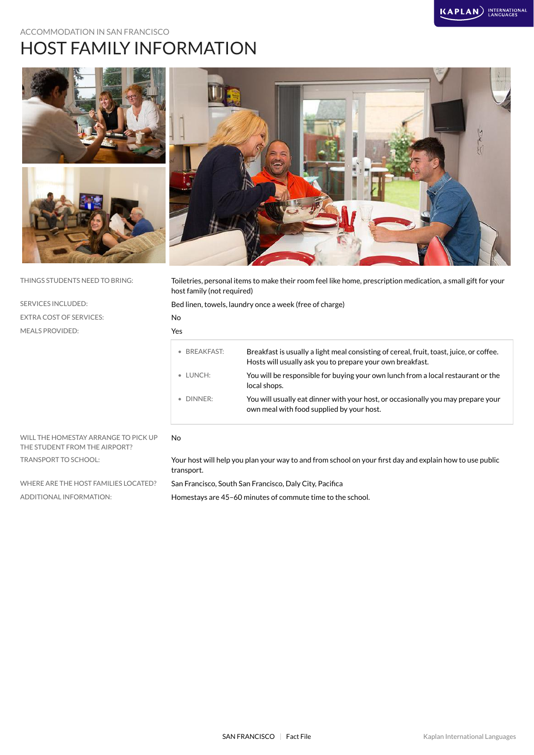ACCOMMODATION IN SAN FRANCISCO

# HOST FAMILY INFORMATION

| | |
|---|---|
| THINGS STUDENTS NEED TO BRING: | Toiletries, personal items to make their room feel like home, prescription medication, a small gift for your host family (not required) |
| SERVICES INCLUDED: | Bed linen, towels, laundry once a week (free of charge) |
| EXTRA COST OF SERVICES: | No |
| MEALS PROVIDED: | Yes |

- BREAKFAST: Breakfast is usually a light meal consisting of cereal, fruit, toast, juice, or coffee. Hosts will usually ask you to prepare your own breakfast.
- LUNCH: You will be responsible for buying your own lunch from a local restaurant or the local shops.
- DINNER: You will usually eat dinner with your host, or occasionally you may prepare your own meal with food supplied by your host.

| | |
|---|---|
| WILL THE HOMESTAY ARRANGE TO PICK UP THE STUDENT FROM THE AIRPORT? | No |
| TRANSPORT TO SCHOOL: | Your host will help you plan your way to and from school on your first day and explain how to use public transport. |
| WHERE ARE THE HOST FAMILIES LOCATED? | San Francisco, South San Francisco, Daly City, Pacifica |
| ADDITIONAL INFORMATION: | Homestays are 45–60 minutes of commute time to the school. |